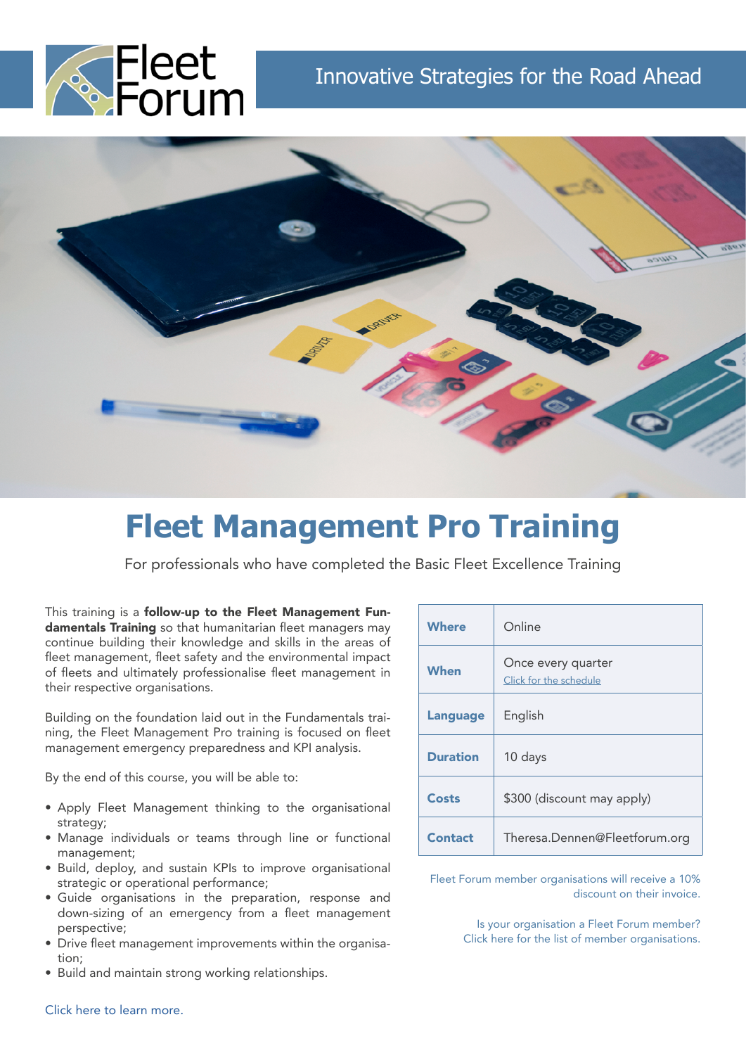Fleet Forum

Innovative Strategies for the Road Ahead

# Fleet Management Pro Training

For professionals who have completed the Basic Fleet Excellence Training

This training is a **follow-up to the Fleet Management Fundamentals Training** so that humanitarian fleet managers may continue building their knowledge and skills in the areas of fleet management, fleet safety and the environmental impact of fleets and ultimately professionalise fleet management in their respective organisations.

Building on the foundation laid out in the Fundamentals training, the Fleet Management Pro training is focused on fleet management emergency preparedness and KPI analysis.

By the end of this course, you will be able to:

- Apply Fleet Management thinking to the organisational strategy;
- Manage individuals or teams through line or functional management;
- Build, deploy, and sustain KPIs to improve organisational strategic or operational performance;
- Guide organisations in the preparation, response and down-sizing of an emergency from a fleet management perspective;
- Drive fleet management improvements within the organisation;
- Build and maintain strong working relationships.

Click here to learn more.

| | |
|---|---|
| **Where** | Online |
| **When** | Once every quarter<br>Click for the schedule |
| **Language** | English |
| **Duration** | 10 days |
| **Costs** | $300 (discount may apply) |
| **Contact** | Theresa.Dennen@Fleetforum.org |

Fleet Forum member organisations will receive a 10% discount on their invoice.

Is your organisation a Fleet Forum member?
Click here for the list of member organisations.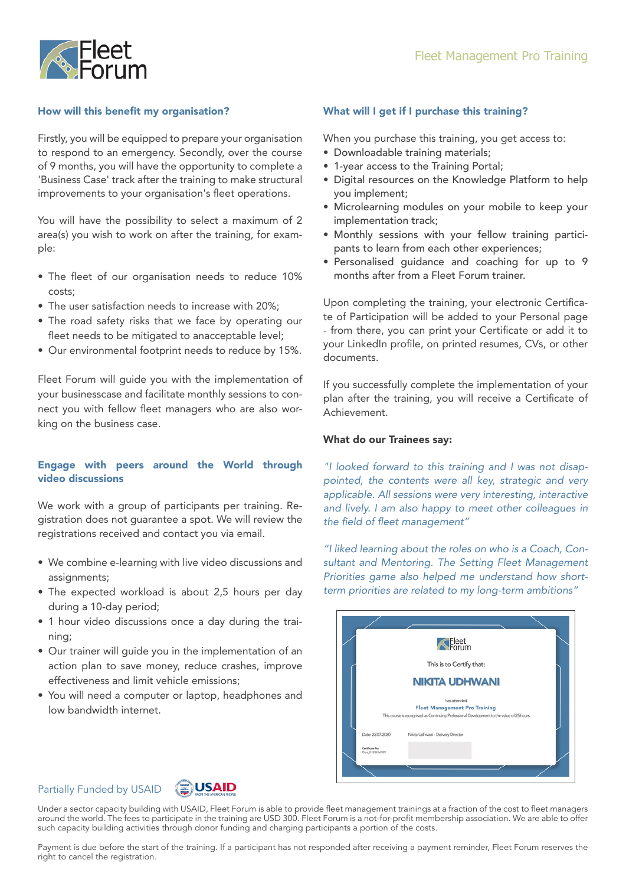## How will this benefit my organisation?

Firstly, you will be equipped to prepare your organisation to respond to an emergency. Secondly, over the course of 9 months, you will have the opportunity to complete a 'Business Case' track after the training to make structural improvements to your organisation's fleet operations.

You will have the possibility to select a maximum of 2 area(s) you wish to work on after the training, for example:

- The fleet of our organisation needs to reduce 10% costs;
- The user satisfaction needs to increase with 20%;
- The road safety risks that we face by operating our fleet needs to be mitigated to anacceptable level;
- Our environmental footprint needs to reduce by 15%.

Fleet Forum will guide you with the implementation of your businesscase and facilitate monthly sessions to connect you with fellow fleet managers who are also working on the business case.

## Engage with peers around the World through video discussions

We work with a group of participants per training. Registration does not guarantee a spot. We will review the registrations received and contact you via email.

- We combine e-learning with live video discussions and assignments;
- The expected workload is about 2,5 hours per day during a 10-day period;
- 1 hour video discussions once a day during the training;
- Our trainer will guide you in the implementation of an action plan to save money, reduce crashes, improve effectiveness and limit vehicle emissions;
- You will need a computer or laptop, headphones and low bandwidth internet.

## What will I get if I purchase this training?

When you purchase this training, you get access to:

- Downloadable training materials;
- 1-year access to the Training Portal;
- Digital resources on the Knowledge Platform to help you implement;
- Microlearning modules on your mobile to keep your implementation track;
- Monthly sessions with your fellow training participants to learn from each other experiences;
- Personalised guidance and coaching for up to 9 months after from a Fleet Forum trainer.

Upon completing the training, your electronic Certificate of Participation will be added to your Personal page - from there, you can print your Certificate or add it to your LinkedIn profile, on printed resumes, CVs, or other documents.

If you successfully complete the implementation of your plan after the training, you will receive a Certificate of Achievement.

**What do our Trainees say:**

*"I looked forward to this training and I was not disappointed, the contents were all key, strategic and very applicable. All sessions were very interesting, interactive and lively. I am also happy to meet other colleagues in the field of fleet management"*

*"I liked learning about the roles on who is a Coach, Consultant and Mentoring. The Setting Fleet Management Priorities game also helped me understand how short-term priorities are related to my long-term ambitions"*

Fleet Forum

This is to Certify that:

**NIKITA UDHWANI**

has attended

Fleet Management Pro Training

This course is recognised as Continuing Professional Development to the value of 25 hours

Date: 22.07.2020

Nikita Udhwani - Delivery Director

Certificate No. Cert_0123456789

Partially Funded by USAID

Under a sector capacity building with USAID, Fleet Forum is able to provide fleet management trainings at a fraction of the cost to fleet managers around the world. The fees to participate in the training are USD 300. Fleet Forum is a not-for-profit membership association. We are able to offer such capacity building activities through donor funding and charging participants a portion of the costs.

Payment is due before the start of the training. If a participant has not responded after receiving a payment reminder, Fleet Forum reserves the right to cancel the registration.